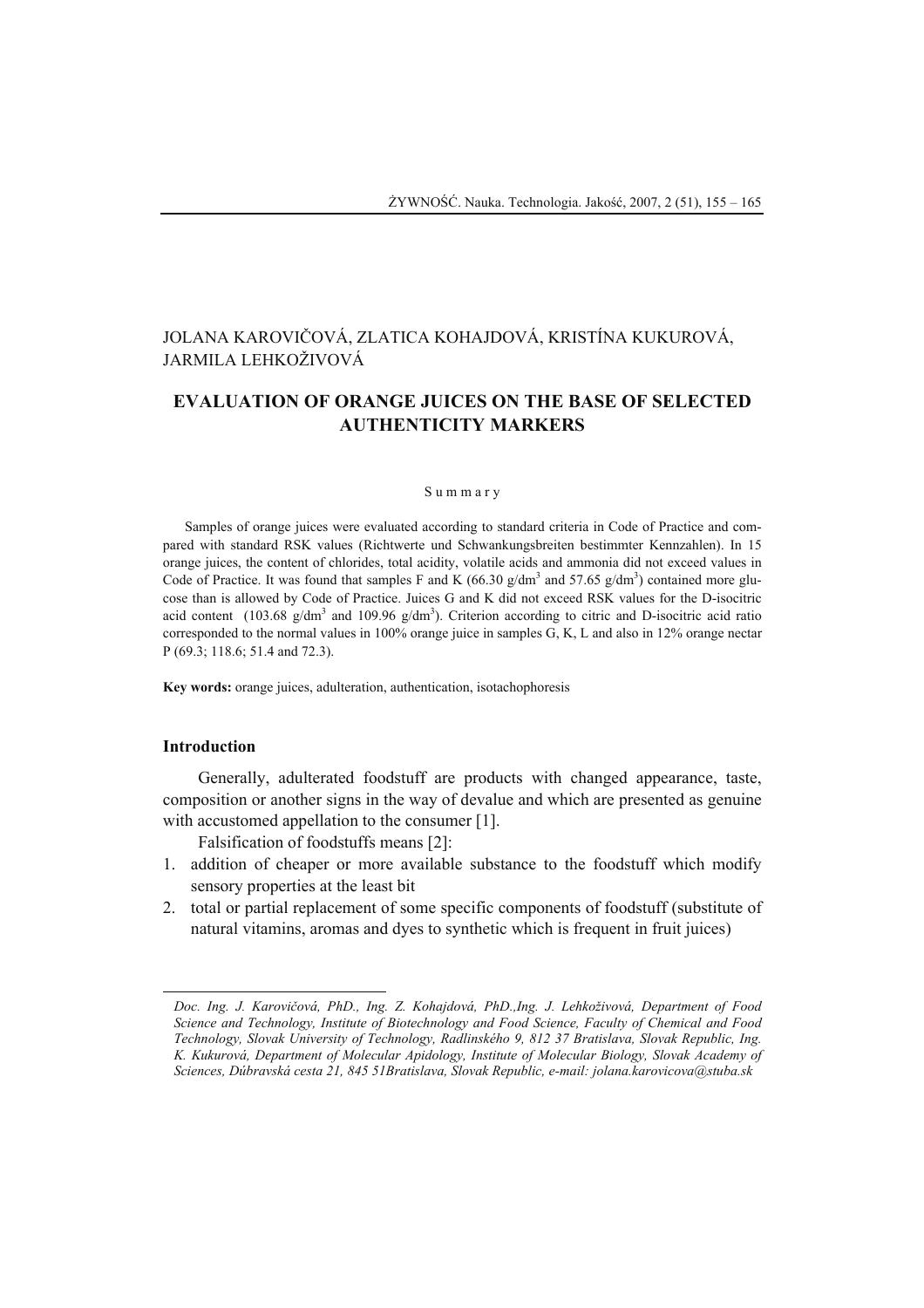JOLANA KAROVIČOVÁ, ZLATICA KOHAJDOVÁ, KRISTÍNA KUKUROVÁ, JARMILA LEHKOŽIVOVÁ

# EVALUATION OF ORANGE JUICES ON THE BASE OF SELECTED AUTHENTICITY MARKERS

S u m m a r y

Samples of orange juices were evaluated according to standard criteria in Code of Practice and compared with standard RSK values (Richtwerte und Schwankungsbreiten bestimmter Kennzahlen). In 15 orange juices, the content of chlorides, total acidity, volatile acids and ammonia did not exceed values in Code of Practice. It was found that samples F and K (66.30 g/dm$^3$ and 57.65 g/dm$^3$) contained more glucose than is allowed by Code of Practice. Juices G and K did not exceed RSK values for the D-isocitric acid content (103.68 g/dm$^3$ and 109.96 g/dm$^3$). Criterion according to citric and D-isocitric acid ratio corresponded to the normal values in 100% orange juice in samples G, K, L and also in 12% orange nectar P (69.3; 118.6; 51.4 and 72.3).

**Key words:** orange juices, adulteration, authentication, isotachophoresis

## Introduction

Generally, adulterated foodstuff are products with changed appearance, taste, composition or another signs in the way of devalue and which are presented as genuine with accustomed appellation to the consumer [1].

Falsification of foodstuffs means [2]:

1. addition of cheaper or more available substance to the foodstuff which modify sensory properties at the least bit
2. total or partial replacement of some specific components of foodstuff (substitute of natural vitamins, aromas and dyes to synthetic which is frequent in fruit juices)

---

*Doc. Ing. J. Karovičová, PhD., Ing. Z. Kohajdová, PhD.,Ing. J. Lehkoživová, Department of Food Science and Technology, Institute of Biotechnology and Food Science, Faculty of Chemical and Food Technology, Slovak University of Technology, Radlinského 9, 812 37 Bratislava, Slovak Republic, Ing. K. Kukurová, Department of Molecular Apidology, Institute of Molecular Biology, Slovak Academy of Sciences, Dúbravská cesta 21, 845 51Bratislava, Slovak Republic, e-mail: jolana.karovicova@stuba.sk*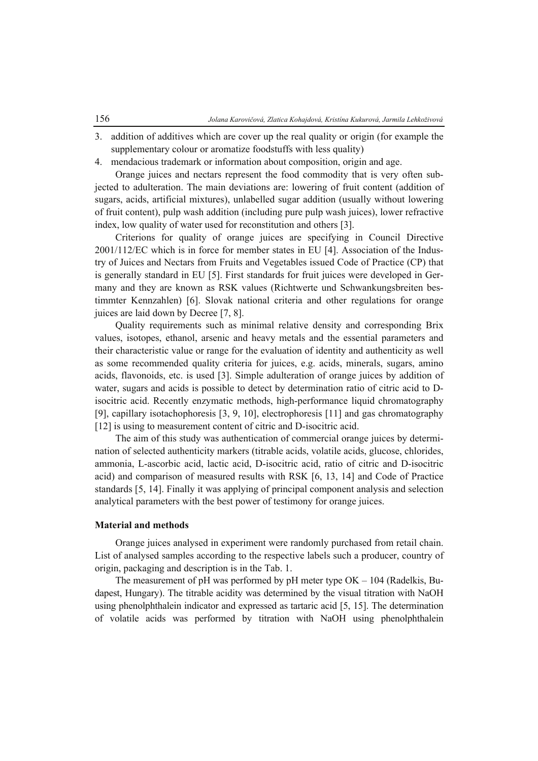3. addition of additives which are cover up the real quality or origin (for example the supplementary colour or aromatize foodstuffs with less quality)
4. mendacious trademark or information about composition, origin and age.

Orange juices and nectars represent the food commodity that is very often subjected to adulteration. The main deviations are: lowering of fruit content (addition of sugars, acids, artificial mixtures), unlabelled sugar addition (usually without lowering of fruit content), pulp wash addition (including pure pulp wash juices), lower refractive index, low quality of water used for reconstitution and others [3].

Criterions for quality of orange juices are specifying in Council Directive 2001/112/EC which is in force for member states in EU [4]. Association of the Industry of Juices and Nectars from Fruits and Vegetables issued Code of Practice (CP) that is generally standard in EU [5]. First standards for fruit juices were developed in Germany and they are known as RSK values (Richtwerte und Schwankungsbreiten bestimmter Kennzahlen) [6]. Slovak national criteria and other regulations for orange juices are laid down by Decree [7, 8].

Quality requirements such as minimal relative density and corresponding Brix values, isotopes, ethanol, arsenic and heavy metals and the essential parameters and their characteristic value or range for the evaluation of identity and authenticity as well as some recommended quality criteria for juices, e.g. acids, minerals, sugars, amino acids, flavonoids, etc. is used [3]. Simple adulteration of orange juices by addition of water, sugars and acids is possible to detect by determination ratio of citric acid to D-isocitric acid. Recently enzymatic methods, high-performance liquid chromatography [9], capillary isotachophoresis [3, 9, 10], electrophoresis [11] and gas chromatography [12] is using to measurement content of citric and D-isocitric acid.

The aim of this study was authentication of commercial orange juices by determination of selected authenticity markers (titrable acids, volatile acids, glucose, chlorides, ammonia, L-ascorbic acid, lactic acid, D-isocitric acid, ratio of citric and D-isocitric acid) and comparison of measured results with RSK [6, 13, 14] and Code of Practice standards [5, 14]. Finally it was applying of principal component analysis and selection analytical parameters with the best power of testimony for orange juices.

## Material and methods

Orange juices analysed in experiment were randomly purchased from retail chain. List of analysed samples according to the respective labels such a producer, country of origin, packaging and description is in the Tab. 1.

The measurement of pH was performed by pH meter type OK – 104 (Radelkis, Budapest, Hungary). The titrable acidity was determined by the visual titration with NaOH using phenolphthalein indicator and expressed as tartaric acid [5, 15]. The determination of volatile acids was performed by titration with NaOH using phenolphthalein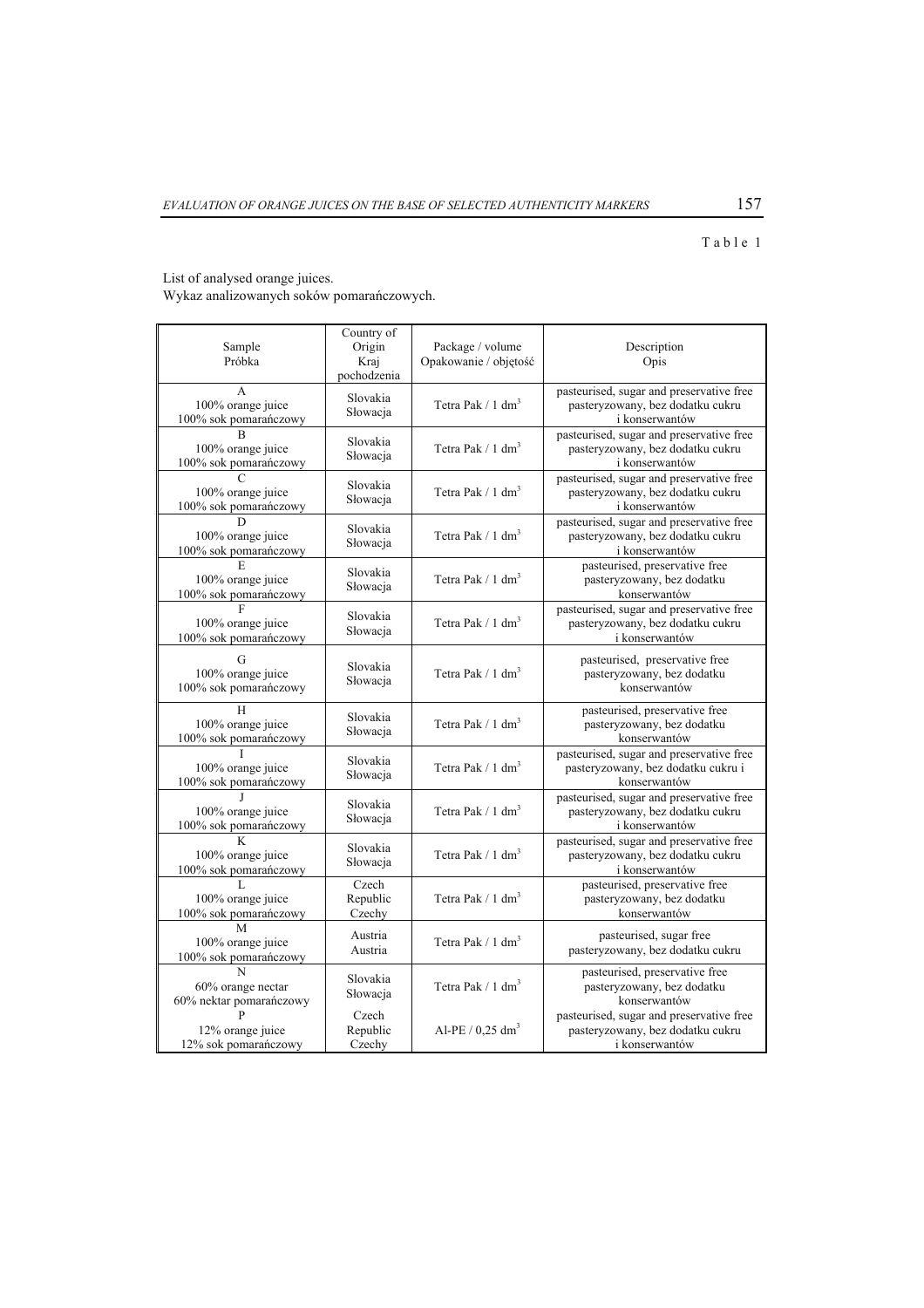Table 1

List of analysed orange juices.
Wykaz analizowanych soków pomarańczowych.

| Sample<br>Próbka | Country of Origin<br>Kraj pochodzenia | Package / volume<br>Opakowanie / objętość | Description<br>Opis |
|---|---|---|---|
| A<br>100% orange juice<br>100% sok pomarańczowy | Slovakia<br>Słowacja | Tetra Pak / 1 $dm^3$ | pasteurised, sugar and preservative free<br>pasteryzowany, bez dodatku cukru i konserwantów |
| B<br>100% orange juice<br>100% sok pomarańczowy | Slovakia<br>Słowacja | Tetra Pak / 1 $dm^3$ | pasteurised, sugar and preservative free<br>pasteryzowany, bez dodatku cukru i konserwantów |
| C<br>100% orange juice<br>100% sok pomarańczowy | Slovakia<br>Słowacja | Tetra Pak / 1 $dm^3$ | pasteurised, sugar and preservative free<br>pasteryzowany, bez dodatku cukru i konserwantów |
| D<br>100% orange juice<br>100% sok pomarańczowy | Slovakia<br>Słowacja | Tetra Pak / 1 $dm^3$ | pasteurised, sugar and preservative free<br>pasteryzowany, bez dodatku cukru i konserwantów |
| E<br>100% orange juice<br>100% sok pomarańczowy | Slovakia<br>Słowacja | Tetra Pak / 1 $dm^3$ | pasteurised, preservative free<br>pasteryzowany, bez dodatku konserwantów |
| F<br>100% orange juice<br>100% sok pomarańczowy | Slovakia<br>Słowacja | Tetra Pak / 1 $dm^3$ | pasteurised, sugar and preservative free<br>pasteryzowany, bez dodatku cukru i konserwantów |
| G<br>100% orange juice<br>100% sok pomarańczowy | Slovakia<br>Słowacja | Tetra Pak / 1 $dm^3$ | pasteurised, preservative free<br>pasteryzowany, bez dodatku konserwantów |
| H<br>100% orange juice<br>100% sok pomarańczowy | Slovakia<br>Słowacja | Tetra Pak / 1 $dm^3$ | pasteurised, preservative free<br>pasteryzowany, bez dodatku konserwantów |
| I<br>100% orange juice<br>100% sok pomarańczowy | Slovakia<br>Słowacja | Tetra Pak / 1 $dm^3$ | pasteurised, sugar and preservative free<br>pasteryzowany, bez dodatku cukru i konserwantów |
| J<br>100% orange juice<br>100% sok pomarańczowy | Slovakia<br>Słowacja | Tetra Pak / 1 $dm^3$ | pasteurised, sugar and preservative free<br>pasteryzowany, bez dodatku cukru i konserwantów |
| K<br>100% orange juice<br>100% sok pomarańczowy | Slovakia<br>Słowacja | Tetra Pak / 1 $dm^3$ | pasteurised, sugar and preservative free<br>pasteryzowany, bez dodatku cukru i konserwantów |
| L<br>100% orange juice<br>100% sok pomarańczowy | Czech Republic<br>Czechy | Tetra Pak / 1 $dm^3$ | pasteurised, preservative free<br>pasteryzowany, bez dodatku konserwantów |
| M<br>100% orange juice<br>100% sok pomarańczowy | Austria<br>Austria | Tetra Pak / 1 $dm^3$ | pasteurised, sugar free<br>pasteryzowany, bez dodatku cukru |
| N<br>60% orange nectar<br>60% nektar pomarańczowy | Slovakia<br>Słowacja | Tetra Pak / 1 $dm^3$ | pasteurised, preservative free<br>pasteryzowany, bez dodatku konserwantów |
| P<br>12% orange juice<br>12% sok pomarańczowy | Czech Republic<br>Czechy | Al-PE / 0,25 $dm^3$ | pasteurised, sugar and preservative free<br>pasteryzowany, bez dodatku cukru i konserwantów |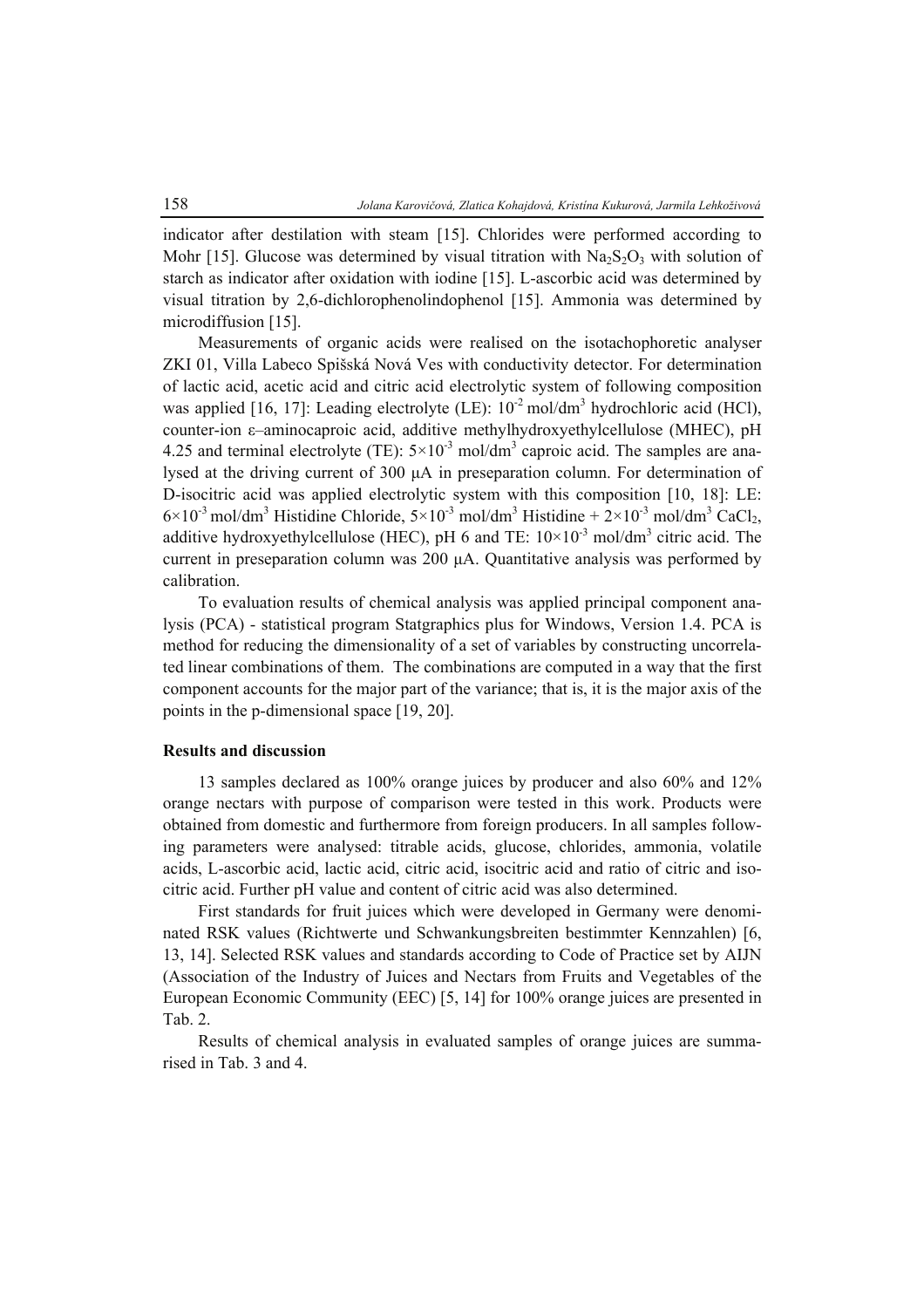indicator after destilation with steam [15]. Chlorides were performed according to Mohr [15]. Glucose was determined by visual titration with $Na_2S_2O_3$ with solution of starch as indicator after oxidation with iodine [15]. L-ascorbic acid was determined by visual titration by 2,6-dichlorophenolindophenol [15]. Ammonia was determined by microdiffusion [15].

Measurements of organic acids were realised on the isotachophoretic analyser ZKI 01, Villa Labeco Spišská Nová Ves with conductivity detector. For determination of lactic acid, acetic acid and citric acid electrolytic system of following composition was applied [16, 17]: Leading electrolyte (LE): $10^{-2}$ mol/dm$^3$ hydrochloric acid (HCl), counter-ion ε–aminocaproic acid, additive methylhydroxyethylcellulose (MHEC), pH 4.25 and terminal electrolyte (TE): $5\times10^{-3}$ mol/dm$^3$ caproic acid. The samples are analysed at the driving current of 300 μA in preseparation column. For determination of D-isocitric acid was applied electrolytic system with this composition [10, 18]: LE: $6\times10^{-3}$ mol/dm$^3$ Histidine Chloride, $5\times10^{-3}$ mol/dm$^3$ Histidine + $2\times10^{-3}$ mol/dm$^3$ $CaCl_2$, additive hydroxyethylcellulose (HEC), pH 6 and TE: $10\times10^{-3}$ mol/dm$^3$ citric acid. The current in preseparation column was 200 μA. Quantitative analysis was performed by calibration.

To evaluation results of chemical analysis was applied principal component analysis (PCA) - statistical program Statgraphics plus for Windows, Version 1.4. PCA is method for reducing the dimensionality of a set of variables by constructing uncorrelated linear combinations of them. The combinations are computed in a way that the first component accounts for the major part of the variance; that is, it is the major axis of the points in the p-dimensional space [19, 20].

### Results and discussion

13 samples declared as 100% orange juices by producer and also 60% and 12% orange nectars with purpose of comparison were tested in this work. Products were obtained from domestic and furthermore from foreign producers. In all samples following parameters were analysed: titrable acids, glucose, chlorides, ammonia, volatile acids, L-ascorbic acid, lactic acid, citric acid, isocitric acid and ratio of citric and isocitric acid. Further pH value and content of citric acid was also determined.

First standards for fruit juices which were developed in Germany were denominated RSK values (Richtwerte und Schwankungsbreiten bestimmter Kennzahlen) [6, 13, 14]. Selected RSK values and standards according to Code of Practice set by AIJN (Association of the Industry of Juices and Nectars from Fruits and Vegetables of the European Economic Community (EEC) [5, 14] for 100% orange juices are presented in Tab. 2.

Results of chemical analysis in evaluated samples of orange juices are summarised in Tab. 3 and 4.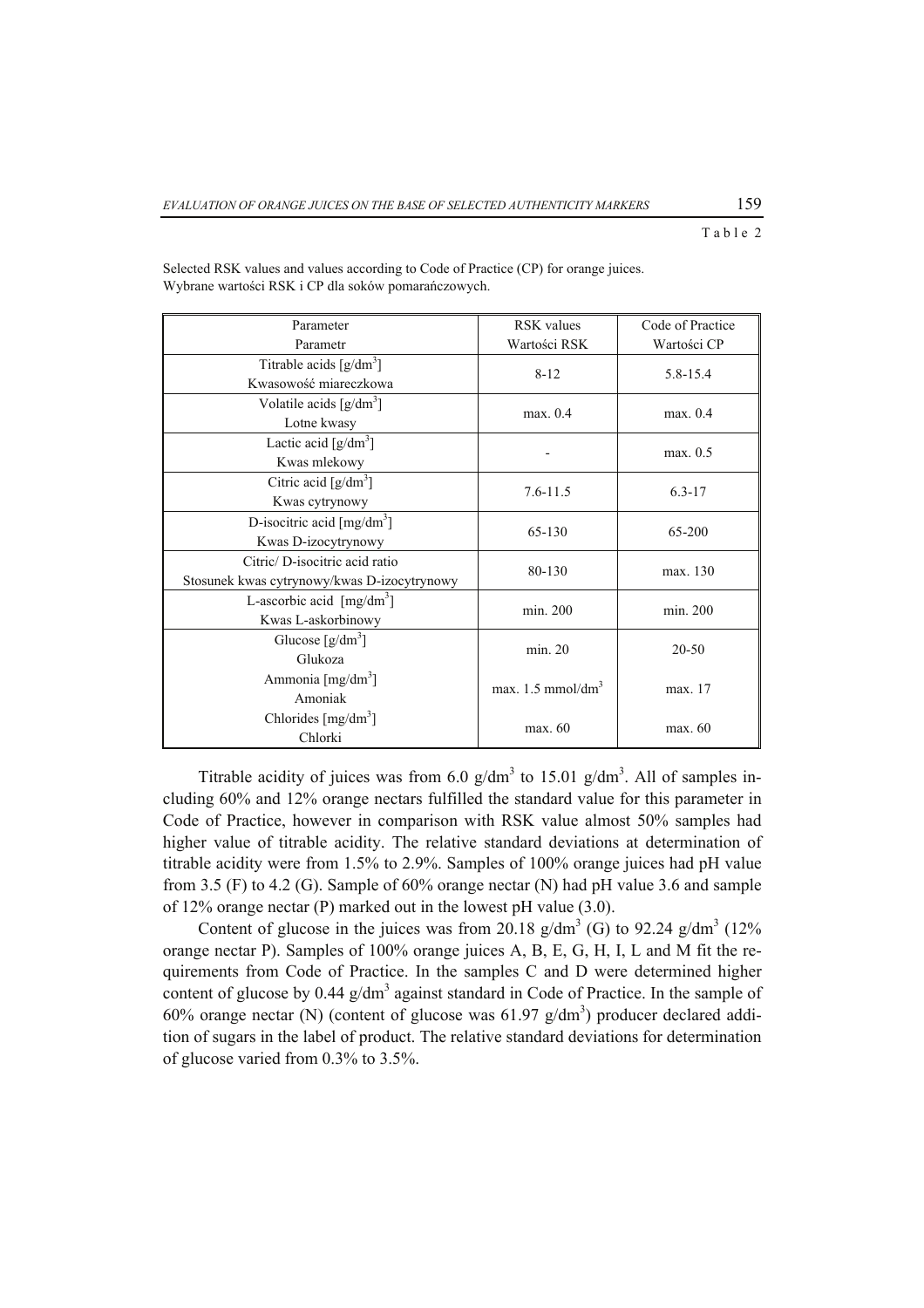Table 2

Selected RSK values and values according to Code of Practice (CP) for orange juices.
Wybrane wartości RSK i CP dla soków pomarańczowych.

| Parameter<br>Parametr | RSK values<br>Wartości RSK | Code of Practice<br>Wartości CP |
|---|---|---|
| Titrable acids [g/dm$^3$]<br>Kwasowość miareczkowa | 8-12 | 5.8-15.4 |
| Volatile acids [g/dm$^3$]<br>Lotne kwasy | max. 0.4 | max. 0.4 |
| Lactic acid [g/dm$^3$]<br>Kwas mlekowy | - | max. 0.5 |
| Citric acid [g/dm$^3$]<br>Kwas cytrynowy | 7.6-11.5 | 6.3-17 |
| D-isocitric acid [mg/dm$^3$]<br>Kwas D-izocytrynowy | 65-130 | 65-200 |
| Citric/ D-isocitric acid ratio<br>Stosunek kwas cytrynowy/kwas D-izocytrynowy | 80-130 | max. 130 |
| L-ascorbic acid [mg/dm$^3$]<br>Kwas L-askorbinowy | min. 200 | min. 200 |
| Glucose [g/dm$^3$]<br>Glukoza | min. 20 | 20-50 |
| Ammonia [mg/dm$^3$]<br>Amoniak | max. 1.5 mmol/dm$^3$ | max. 17 |
| Chlorides [mg/dm$^3$]<br>Chlorki | max. 60 | max. 60 |

Titrable acidity of juices was from 6.0 g/dm$^3$ to 15.01 g/dm$^3$. All of samples including 60% and 12% orange nectars fulfilled the standard value for this parameter in Code of Practice, however in comparison with RSK value almost 50% samples had higher value of titrable acidity. The relative standard deviations at determination of titrable acidity were from 1.5% to 2.9%. Samples of 100% orange juices had pH value from 3.5 (F) to 4.2 (G). Sample of 60% orange nectar (N) had pH value 3.6 and sample of 12% orange nectar (P) marked out in the lowest pH value (3.0).

Content of glucose in the juices was from 20.18 g/dm$^3$ (G) to 92.24 g/dm$^3$ (12% orange nectar P). Samples of 100% orange juices A, B, E, G, H, I, L and M fit the requirements from Code of Practice. In the samples C and D were determined higher content of glucose by 0.44 g/dm$^3$ against standard in Code of Practice. In the sample of 60% orange nectar (N) (content of glucose was 61.97 g/dm$^3$) producer declared addition of sugars in the label of product. The relative standard deviations for determination of glucose varied from 0.3% to 3.5%.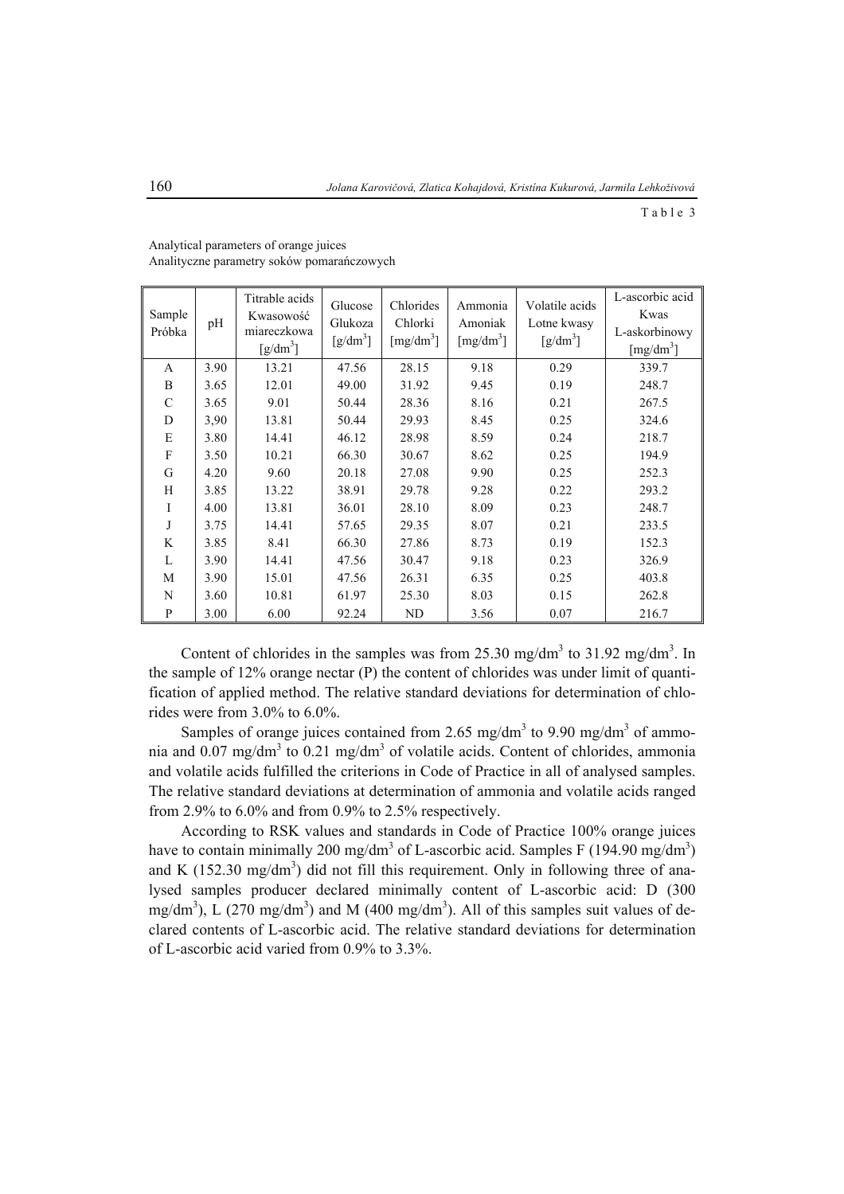Table 3

Analytical parameters of orange juices
Analityczne parametry soków pomarańczowych

| Sample Próbka | pH | Titrable acids Kwasowość miareczkowa [g/dm³] | Glucose Glukoza [g/dm³] | Chlorides Chlorki [mg/dm³] | Ammonia Amoniak [mg/dm³] | Volatile acids Lotne kwasy [g/dm³] | L-ascorbic acid Kwas L-askorbinowy [mg/dm³] |
|---|---|---|---|---|---|---|---|
| A | 3.90 | 13.21 | 47.56 | 28.15 | 9.18 | 0.29 | 339.7 |
| B | 3.65 | 12.01 | 49.00 | 31.92 | 9.45 | 0.19 | 248.7 |
| C | 3.65 | 9.01 | 50.44 | 28.36 | 8.16 | 0.21 | 267.5 |
| D | 3,90 | 13.81 | 50.44 | 29.93 | 8.45 | 0.25 | 324.6 |
| E | 3.80 | 14.41 | 46.12 | 28.98 | 8.59 | 0.24 | 218.7 |
| F | 3.50 | 10.21 | 66.30 | 30.67 | 8.62 | 0.25 | 194.9 |
| G | 4.20 | 9.60 | 20.18 | 27.08 | 9.90 | 0.25 | 252.3 |
| H | 3.85 | 13.22 | 38.91 | 29.78 | 9.28 | 0.22 | 293.2 |
| I | 4.00 | 13.81 | 36.01 | 28.10 | 8.09 | 0.23 | 248.7 |
| J | 3.75 | 14.41 | 57.65 | 29.35 | 8.07 | 0.21 | 233.5 |
| K | 3.85 | 8.41 | 66.30 | 27.86 | 8.73 | 0.19 | 152.3 |
| L | 3.90 | 14.41 | 47.56 | 30.47 | 9.18 | 0.23 | 326.9 |
| M | 3.90 | 15.01 | 47.56 | 26.31 | 6.35 | 0.25 | 403.8 |
| N | 3.60 | 10.81 | 61.97 | 25.30 | 8.03 | 0.15 | 262.8 |
| P | 3.00 | 6.00 | 92.24 | ND | 3.56 | 0.07 | 216.7 |

Content of chlorides in the samples was from 25.30 mg/dm³ to 31.92 mg/dm³. In the sample of 12% orange nectar (P) the content of chlorides was under limit of quantification of applied method. The relative standard deviations for determination of chlorides were from 3.0% to 6.0%.

Samples of orange juices contained from 2.65 mg/dm³ to 9.90 mg/dm³ of ammonia and 0.07 mg/dm³ to 0.21 mg/dm³ of volatile acids. Content of chlorides, ammonia and volatile acids fulfilled the criterions in Code of Practice in all of analysed samples. The relative standard deviations at determination of ammonia and volatile acids ranged from 2.9% to 6.0% and from 0.9% to 2.5% respectively.

According to RSK values and standards in Code of Practice 100% orange juices have to contain minimally 200 mg/dm³ of L-ascorbic acid. Samples F (194.90 mg/dm³) and K (152.30 mg/dm³) did not fill this requirement. Only in following three of analysed samples producer declared minimally content of L-ascorbic acid: D (300 mg/dm³), L (270 mg/dm³) and M (400 mg/dm³). All of this samples suit values of declared contents of L-ascorbic acid. The relative standard deviations for determination of L-ascorbic acid varied from 0.9% to 3.3%.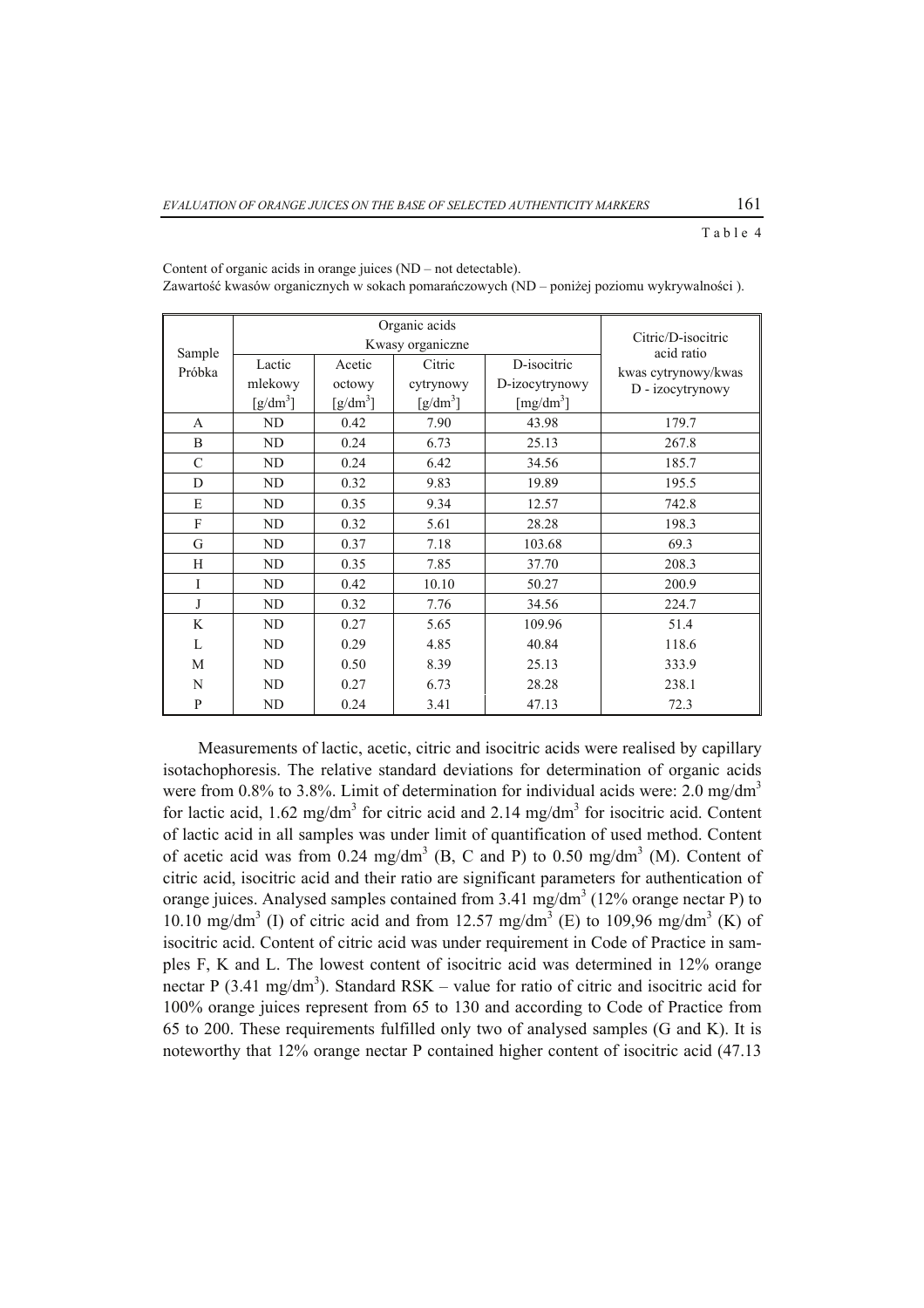Table 4

Content of organic acids in orange juices (ND – not detectable).
Zawartość kwasów organicznych w sokach pomarańczowych (ND – poniżej poziomu wykrywalności ).

| Sample Próbka | Organic acids Kwasy organiczne | | | | Citric/D-isocitric acid ratio kwas cytrynowy/kwas D - izocytrynowy |
|---|---|---|---|---|---|
| | Lactic mlekowy [g/dm$^3$] | Acetic octowy [g/dm$^3$] | Citric cytrynowy [g/dm$^3$] | D-isocitric D-izocytrynowy [mg/dm$^3$] | |
| A | ND | 0.42 | 7.90 | 43.98 | 179.7 |
| B | ND | 0.24 | 6.73 | 25.13 | 267.8 |
| C | ND | 0.24 | 6.42 | 34.56 | 185.7 |
| D | ND | 0.32 | 9.83 | 19.89 | 195.5 |
| E | ND | 0.35 | 9.34 | 12.57 | 742.8 |
| F | ND | 0.32 | 5.61 | 28.28 | 198.3 |
| G | ND | 0.37 | 7.18 | 103.68 | 69.3 |
| H | ND | 0.35 | 7.85 | 37.70 | 208.3 |
| I | ND | 0.42 | 10.10 | 50.27 | 200.9 |
| J | ND | 0.32 | 7.76 | 34.56 | 224.7 |
| K | ND | 0.27 | 5.65 | 109.96 | 51.4 |
| L | ND | 0.29 | 4.85 | 40.84 | 118.6 |
| M | ND | 0.50 | 8.39 | 25.13 | 333.9 |
| N | ND | 0.27 | 6.73 | 28.28 | 238.1 |
| P | ND | 0.24 | 3.41 | 47.13 | 72.3 |

Measurements of lactic, acetic, citric and isocitric acids were realised by capillary isotachophoresis. The relative standard deviations for determination of organic acids were from 0.8% to 3.8%. Limit of determination for individual acids were: 2.0 mg/dm$^3$ for lactic acid, 1.62 mg/dm$^3$ for citric acid and 2.14 mg/dm$^3$ for isocitric acid. Content of lactic acid in all samples was under limit of quantification of used method. Content of acetic acid was from 0.24 mg/dm$^3$ (B, C and P) to 0.50 mg/dm$^3$ (M). Content of citric acid, isocitric acid and their ratio are significant parameters for authentication of orange juices. Analysed samples contained from 3.41 mg/dm$^3$ (12% orange nectar P) to 10.10 mg/dm$^3$ (I) of citric acid and from 12.57 mg/dm$^3$ (E) to 109,96 mg/dm$^3$ (K) of isocitric acid. Content of citric acid was under requirement in Code of Practice in samples F, K and L. The lowest content of isocitric acid was determined in 12% orange nectar P (3.41 mg/dm$^3$). Standard RSK – value for ratio of citric and isocitric acid for 100% orange juices represent from 65 to 130 and according to Code of Practice from 65 to 200. These requirements fulfilled only two of analysed samples (G and K). It is noteworthy that 12% orange nectar P contained higher content of isocitric acid (47.13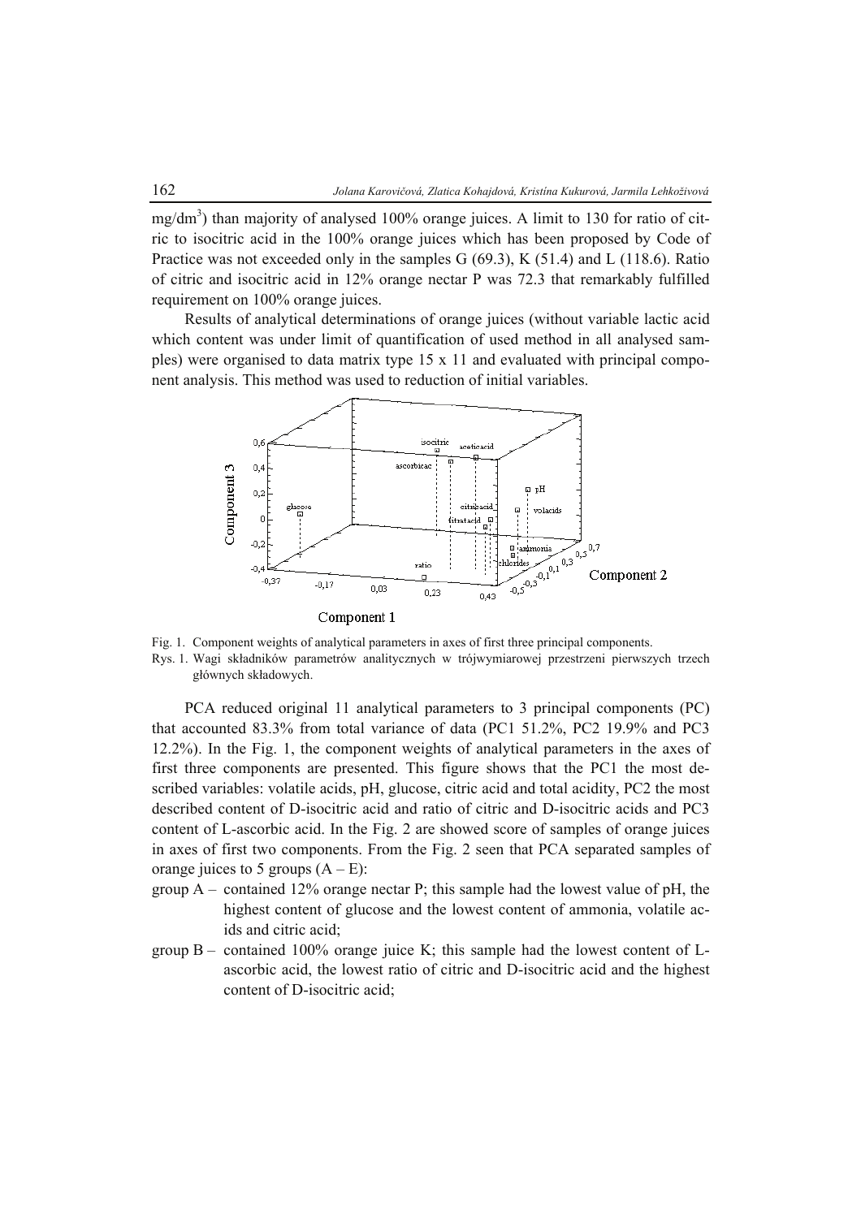mg/dm$^3$) than majority of analysed 100% orange juices. A limit to 130 for ratio of citric to isocitric acid in the 100% orange juices which has been proposed by Code of Practice was not exceeded only in the samples G (69.3), K (51.4) and L (118.6). Ratio of citric and isocitric acid in 12% orange nectar P was 72.3 that remarkably fulfilled requirement on 100% orange juices.

Results of analytical determinations of orange juices (without variable lactic acid which content was under limit of quantification of used method in all analysed samples) were organised to data matrix type 15 x 11 and evaluated with principal component analysis. This method was used to reduction of initial variables.

Fig. 1. Component weights of analytical parameters in axes of first three principal components.

Rys. 1. Wagi składników parametrów analitycznych w trójwymiarowej przestrzeni pierwszych trzech głównych składowych.

PCA reduced original 11 analytical parameters to 3 principal components (PC) that accounted 83.3% from total variance of data (PC1 51.2%, PC2 19.9% and PC3 12.2%). In the Fig. 1, the component weights of analytical parameters in the axes of first three components are presented. This figure shows that the PC1 the most described variables: volatile acids, pH, glucose, citric acid and total acidity, PC2 the most described content of D-isocitric acid and ratio of citric and D-isocitric acids and PC3 content of L-ascorbic acid. In the Fig. 2 are showed score of samples of orange juices in axes of first two components. From the Fig. 2 seen that PCA separated samples of orange juices to 5 groups (A – E):

- group A – contained 12% orange nectar P; this sample had the lowest value of pH, the highest content of glucose and the lowest content of ammonia, volatile acids and citric acid;
- group B – contained 100% orange juice K; this sample had the lowest content of L-ascorbic acid, the lowest ratio of citric and D-isocitric acid and the highest content of D-isocitric acid;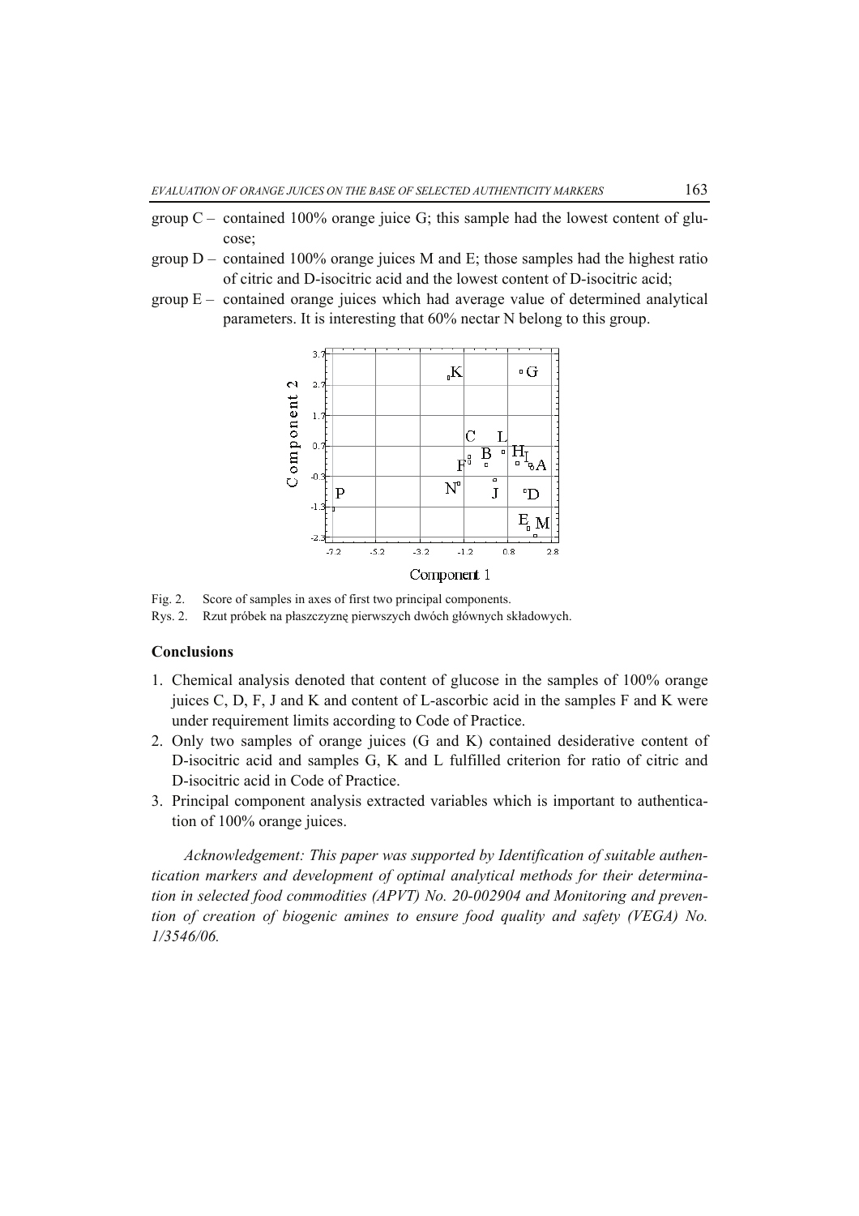group C – contained 100% orange juice G; this sample had the lowest content of glucose;

group D – contained 100% orange juices M and E; those samples had the highest ratio of citric and D-isocitric acid and the lowest content of D-isocitric acid;

group E – contained orange juices which had average value of determined analytical parameters. It is interesting that 60% nectar N belong to this group.

Fig. 2. Score of samples in axes of first two principal components.

Rys. 2. Rzut próbek na płaszczyznę pierwszych dwóch głównych składowych.

## Conclusions

1. Chemical analysis denoted that content of glucose in the samples of 100% orange juices C, D, F, J and K and content of L-ascorbic acid in the samples F and K were under requirement limits according to Code of Practice.
2. Only two samples of orange juices (G and K) contained desiderative content of D-isocitric acid and samples G, K and L fulfilled criterion for ratio of citric and D-isocitric acid in Code of Practice.
3. Principal component analysis extracted variables which is important to authentication of 100% orange juices.

*Acknowledgement: This paper was supported by Identification of suitable authentication markers and development of optimal analytical methods for their determination in selected food commodities (APVT) No. 20-002904 and Monitoring and prevention of creation of biogenic amines to ensure food quality and safety (VEGA) No. 1/3546/06.*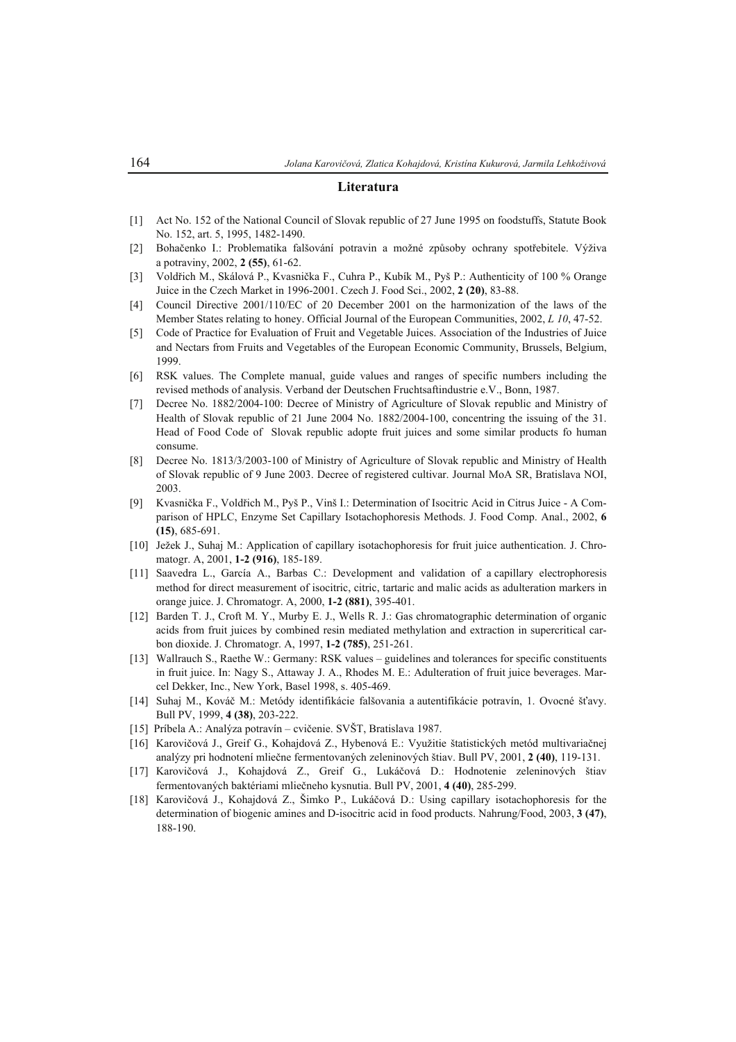## Literatura

[1] Act No. 152 of the National Council of Slovak republic of 27 June 1995 on foodstuffs, Statute Book No. 152, art. 5, 1995, 1482-1490.

[2] Bohačenko I.: Problematika falšování potravin a možné způsoby ochrany spotřebitele. Výživa a potraviny, 2002, **2 (55)**, 61-62.

[3] Voldřich M., Skálová P., Kvasnička F., Cuhra P., Kubík M., Pyš P.: Authenticity of 100 % Orange Juice in the Czech Market in 1996-2001. Czech J. Food Sci., 2002, **2 (20)**, 83-88.

[4] Council Directive 2001/110/EC of 20 December 2001 on the harmonization of the laws of the Member States relating to honey. Official Journal of the European Communities, 2002, *L 10*, 47-52.

[5] Code of Practice for Evaluation of Fruit and Vegetable Juices. Association of the Industries of Juice and Nectars from Fruits and Vegetables of the European Economic Community, Brussels, Belgium, 1999.

[6] RSK values. The Complete manual, guide values and ranges of specific numbers including the revised methods of analysis. Verband der Deutschen Fruchtsaftindustrie e.V., Bonn, 1987.

[7] Decree No. 1882/2004-100: Decree of Ministry of Agriculture of Slovak republic and Ministry of Health of Slovak republic of 21 June 2004 No. 1882/2004-100, concentring the issuing of the 31. Head of Food Code of Slovak republic adopte fruit juices and some similar products fo human consume.

[8] Decree No. 1813/3/2003-100 of Ministry of Agriculture of Slovak republic and Ministry of Health of Slovak republic of 9 June 2003. Decree of registered cultivar. Journal MoA SR, Bratislava NOI, 2003.

[9] Kvasnička F., Voldřich M., Pyš P., Vinš I.: Determination of Isocitric Acid in Citrus Juice - A Comparison of HPLC, Enzyme Set Capillary Isotachophoresis Methods. J. Food Comp. Anal., 2002, **6 (15)**, 685-691.

[10] Ježek J., Suhaj M.: Application of capillary isotachophoresis for fruit juice authentication. J. Chromatogr. A, 2001, **1-2 (916)**, 185-189.

[11] Saavedra L., García A., Barbas C.: Development and validation of a capillary electrophoresis method for direct measurement of isocitric, citric, tartaric and malic acids as adulteration markers in orange juice. J. Chromatogr. A, 2000, **1-2 (881)**, 395-401.

[12] Barden T. J., Croft M. Y., Murby E. J., Wells R. J.: Gas chromatographic determination of organic acids from fruit juices by combined resin mediated methylation and extraction in supercritical carbon dioxide. J. Chromatogr. A, 1997, **1-2 (785)**, 251-261.

[13] Wallrauch S., Raethe W.: Germany: RSK values – guidelines and tolerances for specific constituents in fruit juice. In: Nagy S., Attaway J. A., Rhodes M. E.: Adulteration of fruit juice beverages. Marcel Dekker, Inc., New York, Basel 1998, s. 405-469.

[14] Suhaj M., Kováč M.: Metódy identifikácie falšovania a autentifikácie potravín, 1. Ovocné šťavy. Bull PV, 1999, **4 (38)**, 203-222.

[15] Príbela A.: Analýza potravín – cvičenie. SVŠT, Bratislava 1987.

[16] Karovičová J., Greif G., Kohajdová Z., Hybenová E.: Využitie štatistických metód multivariačnej analýzy pri hodnotení mliečne fermentovaných zeleninových štiav. Bull PV, 2001, **2 (40)**, 119-131.

[17] Karovičová J., Kohajdová Z., Greif G., Lukáčová D.: Hodnotenie zeleninových štiav fermentovaných baktériami mliečneho kysnutia. Bull PV, 2001, **4 (40)**, 285-299.

[18] Karovičová J., Kohajdová Z., Šimko P., Lukáčová D.: Using capillary isotachophoresis for the determination of biogenic amines and D-isocitric acid in food products. Nahrung/Food, 2003, **3 (47)**, 188-190.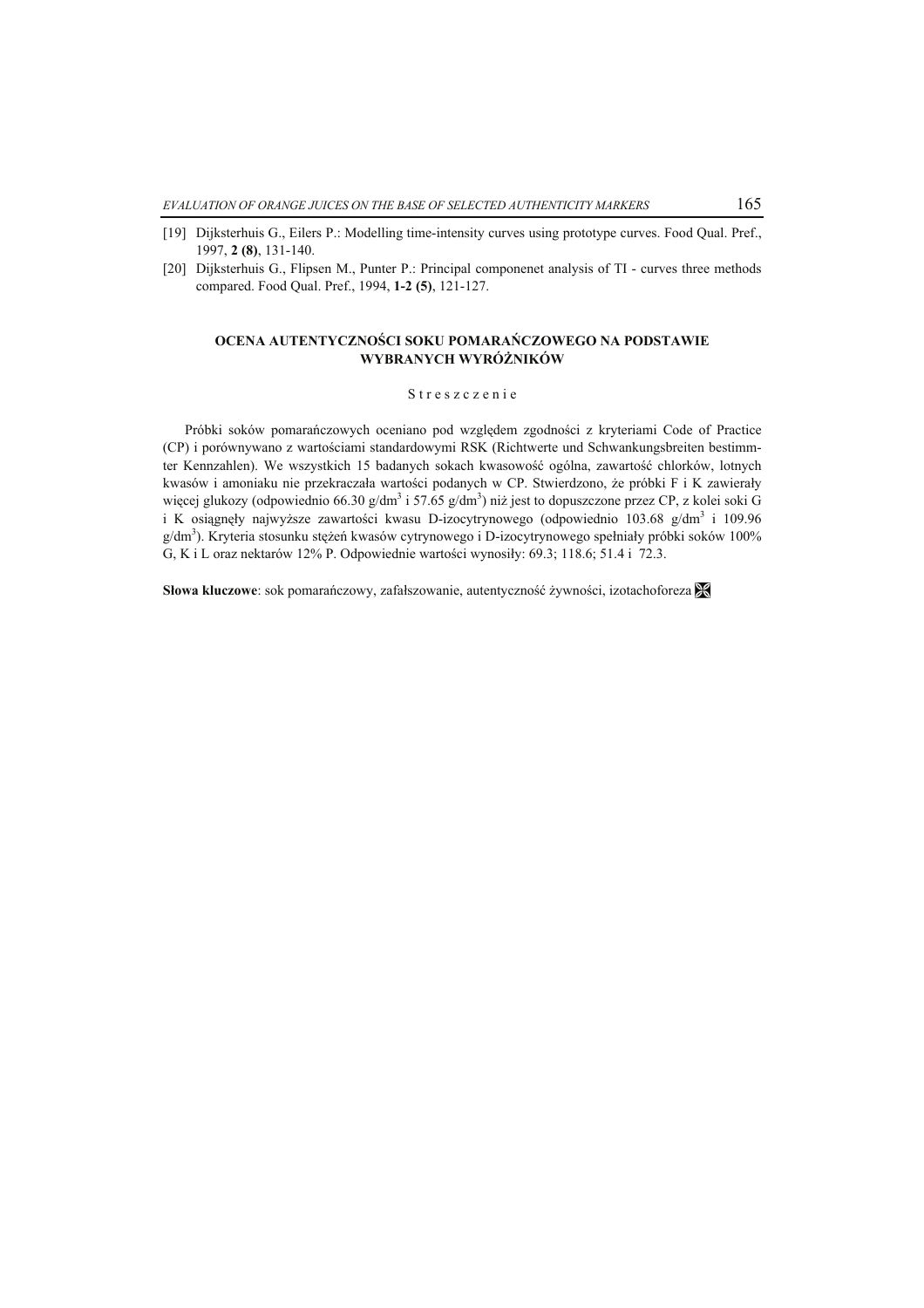[19] Dijksterhuis G., Eilers P.: Modelling time-intensity curves using prototype curves. Food Qual. Pref., 1997, **2 (8)**, 131-140.

[20] Dijksterhuis G., Flipsen M., Punter P.: Principal componenet analysis of TI - curves three methods compared. Food Qual. Pref., 1994, **1-2 (5)**, 121-127.

## OCENA AUTENTYCZNOŚCI SOKU POMARAŃCZOWEGO NA PODSTAWIE WYBRANYCH WYRÓŻNIKÓW

### Streszczenie

Próbki soków pomarańczowych oceniano pod względem zgodności z kryteriami Code of Practice (CP) i porównywano z wartościami standardowymi RSK (Richtwerte und Schwankungsbreiten bestimmter Kennzahlen). We wszystkich 15 badanych sokach kwasowość ogólna, zawartość chlorków, lotnych kwasów i amoniaku nie przekraczała wartości podanych w CP. Stwierdzono, że próbki F i K zawierały więcej glukozy (odpowiednio 66.30 g/dm$^3$ i 57.65 g/dm$^3$) niż jest to dopuszczone przez CP, z kolei soki G i K osiągnęły najwyższe zawartości kwasu D-izocytrynowego (odpowiednio 103.68 g/dm$^3$ i 109.96 g/dm$^3$). Kryteria stosunku stężeń kwasów cytrynowego i D-izocytrynowego spełniały próbki soków 100% G, K i L oraz nektarów 12% P. Odpowiednie wartości wynosiły: 69.3; 118.6; 51.4 i 72.3.

**Słowa kluczowe**: sok pomarańczowy, zafałszowanie, autentyczność żywności, izotachoforeza